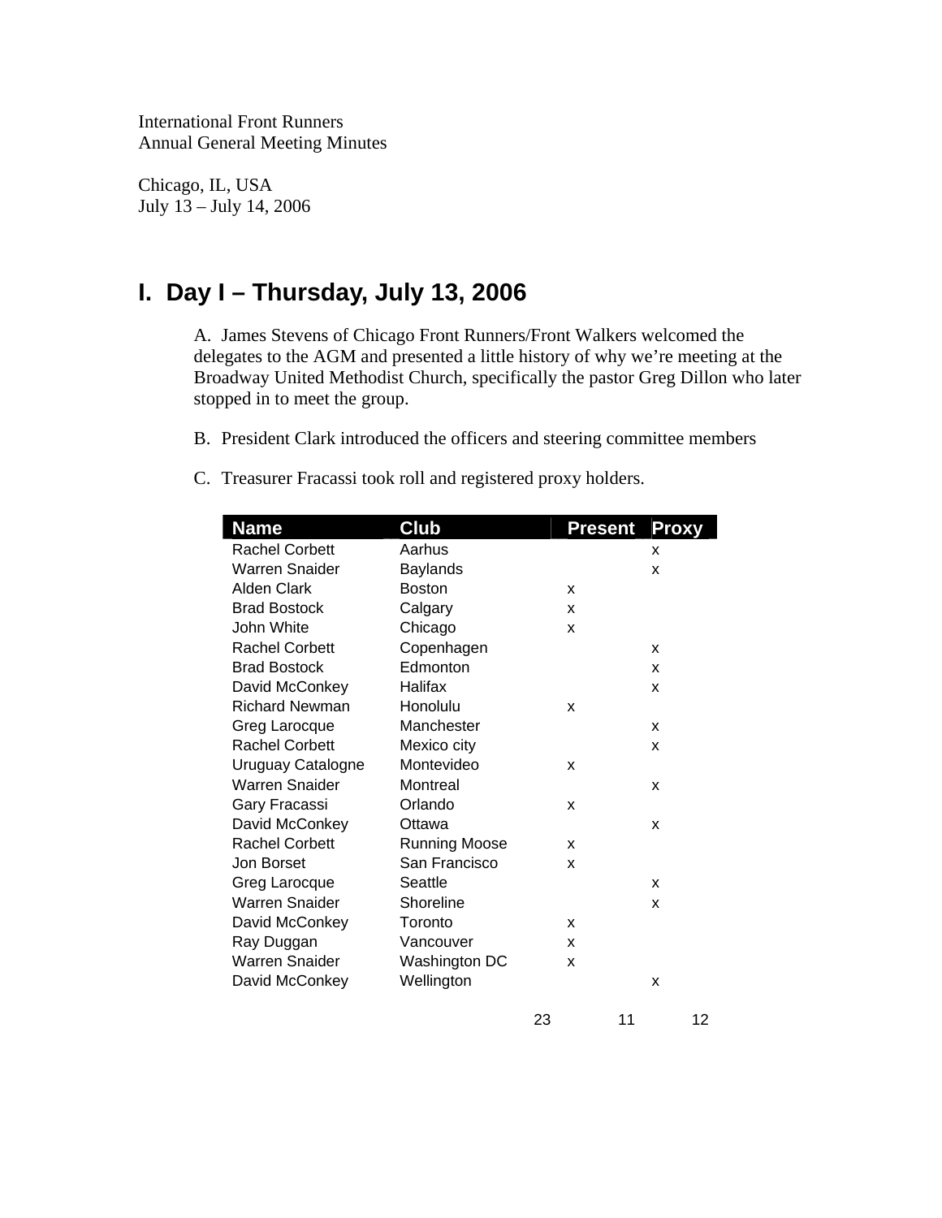International Front Runners
Annual General Meeting Minutes

Chicago, IL, USA
July 13 – July 14, 2006

# I. Day I – Thursday, July 13, 2006

A. James Stevens of Chicago Front Runners/Front Walkers welcomed the delegates to the AGM and presented a little history of why we're meeting at the Broadway United Methodist Church, specifically the pastor Greg Dillon who later stopped in to meet the group.

B. President Clark introduced the officers and steering committee members

C. Treasurer Fracassi took roll and registered proxy holders.

| Name | Club | Present | Proxy |
|---|---|---|---|
| Rachel Corbett | Aarhus | | x |
| Warren Snaider | Baylands | | x |
| Alden Clark | Boston | x | |
| Brad Bostock | Calgary | x | |
| John White | Chicago | x | |
| Rachel Corbett | Copenhagen | | x |
| Brad Bostock | Edmonton | | x |
| David McConkey | Halifax | | x |
| Richard Newman | Honolulu | x | |
| Greg Larocque | Manchester | | x |
| Rachel Corbett | Mexico city | | x |
| Uruguay Catalogne | Montevideo | x | |
| Warren Snaider | Montreal | | x |
| Gary Fracassi | Orlando | x | |
| David McConkey | Ottawa | | x |
| Rachel Corbett | Running Moose | x | |
| Jon Borset | San Francisco | x | |
| Greg Larocque | Seattle | | x |
| Warren Snaider | Shoreline | | x |
| David McConkey | Toronto | x | |
| Ray Duggan | Vancouver | x | |
| Warren Snaider | Washington DC | x | |
| David McConkey | Wellington | | x |
| | 23 | 11 | 12 |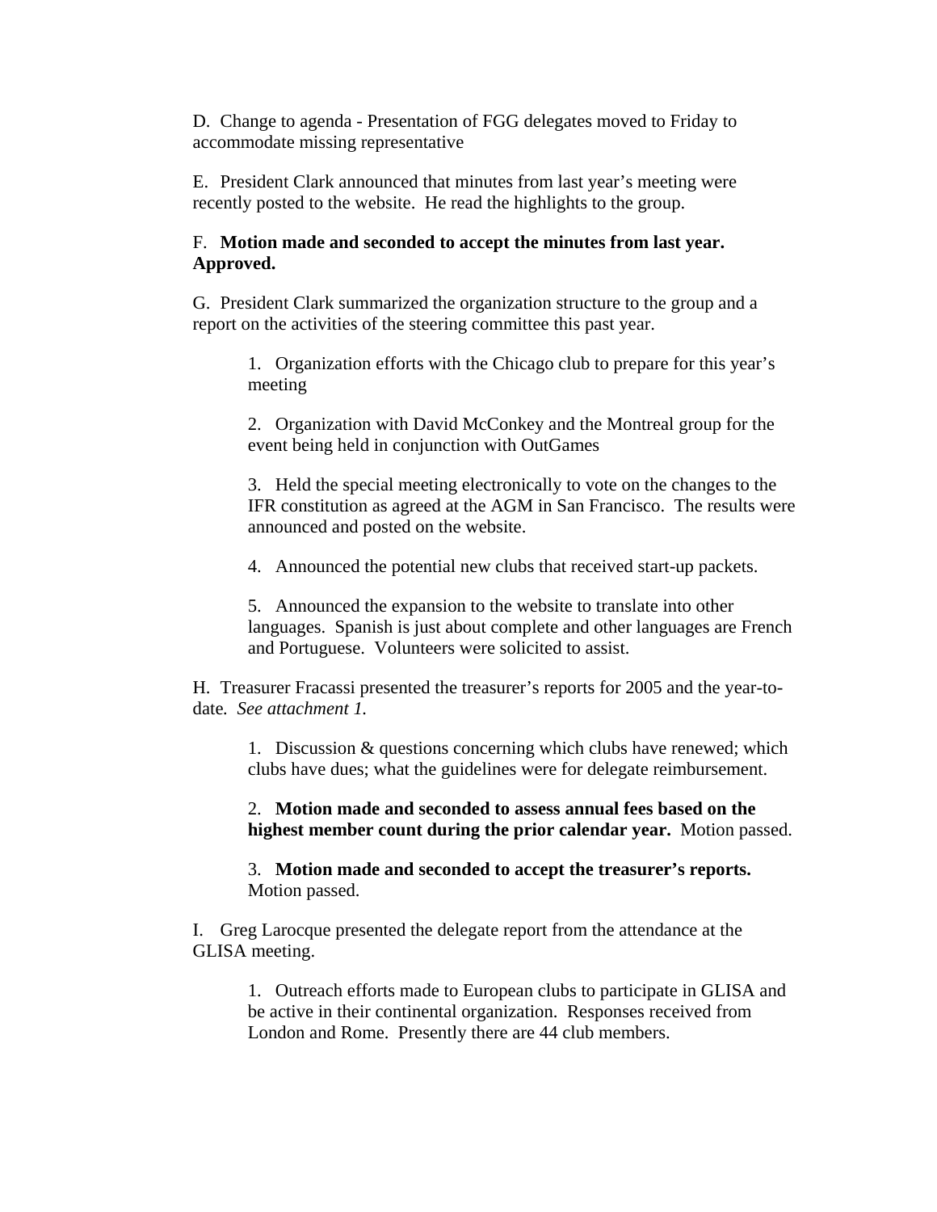D. Change to agenda - Presentation of FGG delegates moved to Friday to accommodate missing representative

E. President Clark announced that minutes from last year's meeting were recently posted to the website. He read the highlights to the group.

F. **Motion made and seconded to accept the minutes from last year. Approved.**

G. President Clark summarized the organization structure to the group and a report on the activities of the steering committee this past year.

> 1. Organization efforts with the Chicago club to prepare for this year's meeting
>
> 2. Organization with David McConkey and the Montreal group for the event being held in conjunction with OutGames
>
> 3. Held the special meeting electronically to vote on the changes to the IFR constitution as agreed at the AGM in San Francisco. The results were announced and posted on the website.
>
> 4. Announced the potential new clubs that received start-up packets.
>
> 5. Announced the expansion to the website to translate into other languages. Spanish is just about complete and other languages are French and Portuguese. Volunteers were solicited to assist.

H. Treasurer Fracassi presented the treasurer's reports for 2005 and the year-to-date. *See attachment 1.*

> 1. Discussion & questions concerning which clubs have renewed; which clubs have dues; what the guidelines were for delegate reimbursement.
>
> 2. **Motion made and seconded to assess annual fees based on the highest member count during the prior calendar year.** Motion passed.
>
> 3. **Motion made and seconded to accept the treasurer's reports.** Motion passed.

I. Greg Larocque presented the delegate report from the attendance at the GLISA meeting.

> 1. Outreach efforts made to European clubs to participate in GLISA and be active in their continental organization. Responses received from London and Rome. Presently there are 44 club members.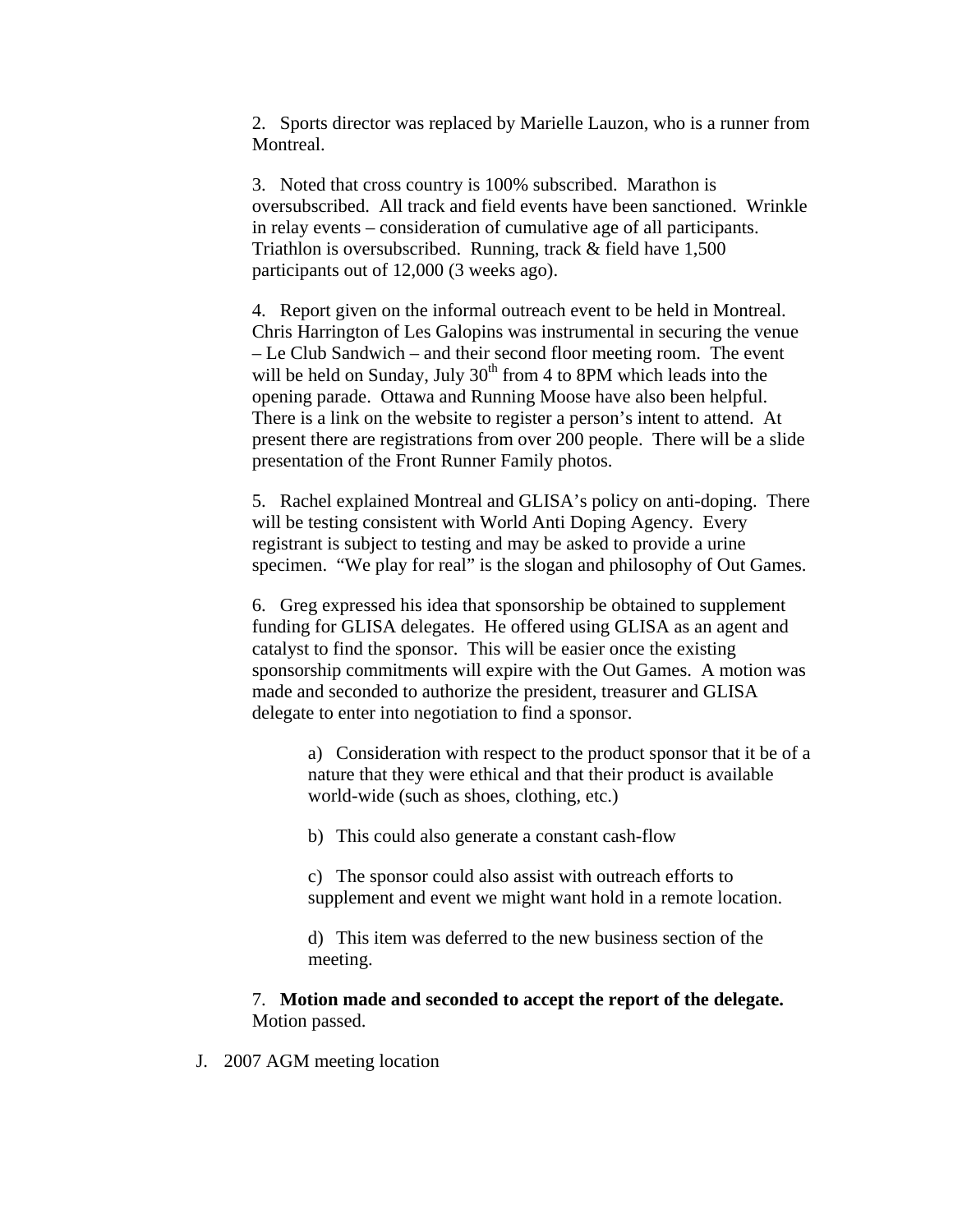2. Sports director was replaced by Marielle Lauzon, who is a runner from Montreal.

3. Noted that cross country is 100% subscribed. Marathon is oversubscribed. All track and field events have been sanctioned. Wrinkle in relay events – consideration of cumulative age of all participants. Triathlon is oversubscribed. Running, track & field have 1,500 participants out of 12,000 (3 weeks ago).

4. Report given on the informal outreach event to be held in Montreal. Chris Harrington of Les Galopins was instrumental in securing the venue – Le Club Sandwich – and their second floor meeting room. The event will be held on Sunday, July 30th from 4 to 8PM which leads into the opening parade. Ottawa and Running Moose have also been helpful. There is a link on the website to register a person's intent to attend. At present there are registrations from over 200 people. There will be a slide presentation of the Front Runner Family photos.

5. Rachel explained Montreal and GLISA's policy on anti-doping. There will be testing consistent with World Anti Doping Agency. Every registrant is subject to testing and may be asked to provide a urine specimen. "We play for real" is the slogan and philosophy of Out Games.

6. Greg expressed his idea that sponsorship be obtained to supplement funding for GLISA delegates. He offered using GLISA as an agent and catalyst to find the sponsor. This will be easier once the existing sponsorship commitments will expire with the Out Games. A motion was made and seconded to authorize the president, treasurer and GLISA delegate to enter into negotiation to find a sponsor.

   a) Consideration with respect to the product sponsor that it be of a nature that they were ethical and that their product is available world-wide (such as shoes, clothing, etc.)

   b) This could also generate a constant cash-flow

   c) The sponsor could also assist with outreach efforts to supplement and event we might want hold in a remote location.

   d) This item was deferred to the new business section of the meeting.

7. **Motion made and seconded to accept the report of the delegate.** Motion passed.

J. 2007 AGM meeting location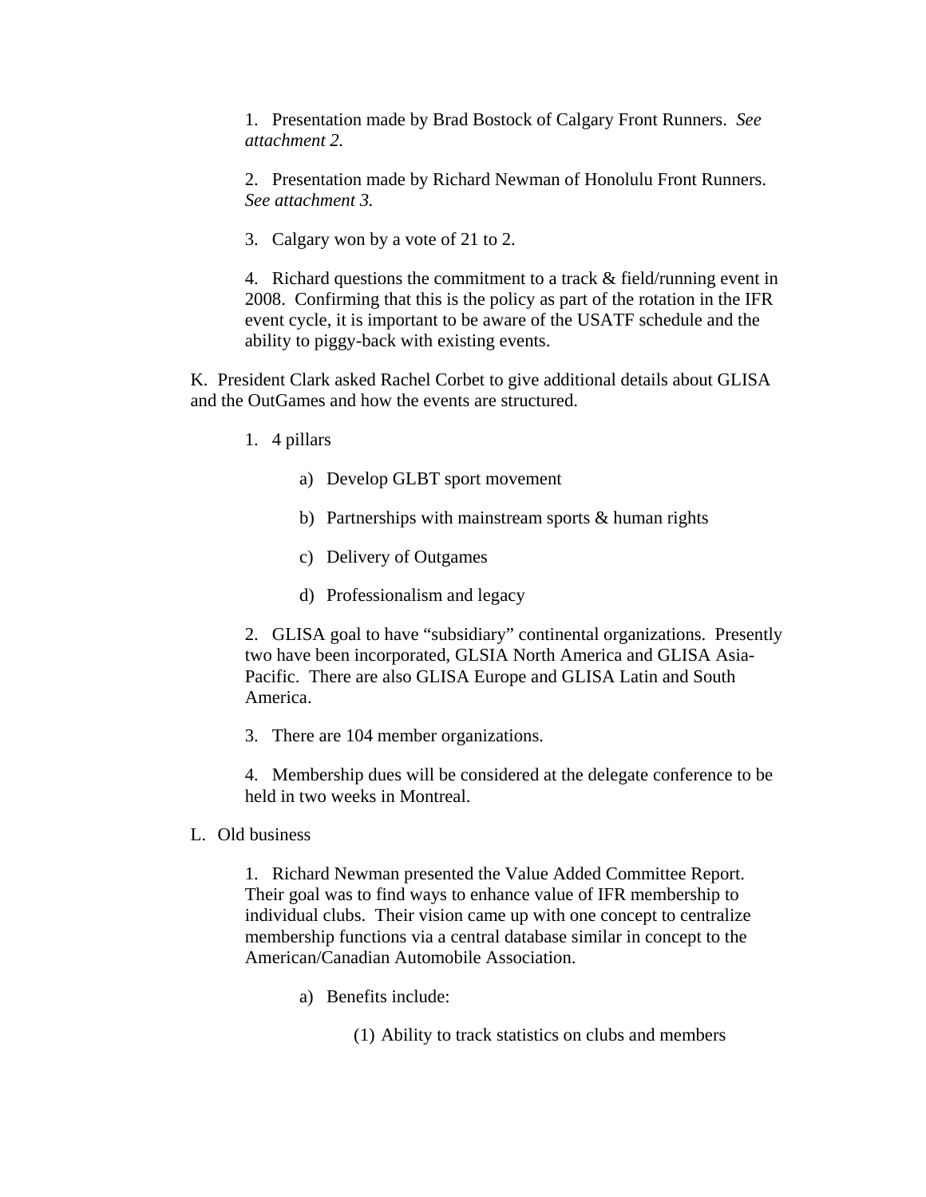1. Presentation made by Brad Bostock of Calgary Front Runners. *See attachment 2.*

2. Presentation made by Richard Newman of Honolulu Front Runners. *See attachment 3.*

3. Calgary won by a vote of 21 to 2.

4. Richard questions the commitment to a track & field/running event in 2008. Confirming that this is the policy as part of the rotation in the IFR event cycle, it is important to be aware of the USATF schedule and the ability to piggy-back with existing events.

K. President Clark asked Rachel Corbet to give additional details about GLISA and the OutGames and how the events are structured.

1. 4 pillars

   a) Develop GLBT sport movement

   b) Partnerships with mainstream sports & human rights

   c) Delivery of Outgames

   d) Professionalism and legacy

2. GLISA goal to have "subsidiary" continental organizations. Presently two have been incorporated, GLSIA North America and GLISA Asia-Pacific. There are also GLISA Europe and GLISA Latin and South America.

3. There are 104 member organizations.

4. Membership dues will be considered at the delegate conference to be held in two weeks in Montreal.

L. Old business

1. Richard Newman presented the Value Added Committee Report. Their goal was to find ways to enhance value of IFR membership to individual clubs. Their vision came up with one concept to centralize membership functions via a central database similar in concept to the American/Canadian Automobile Association.

   a) Benefits include:

      (1) Ability to track statistics on clubs and members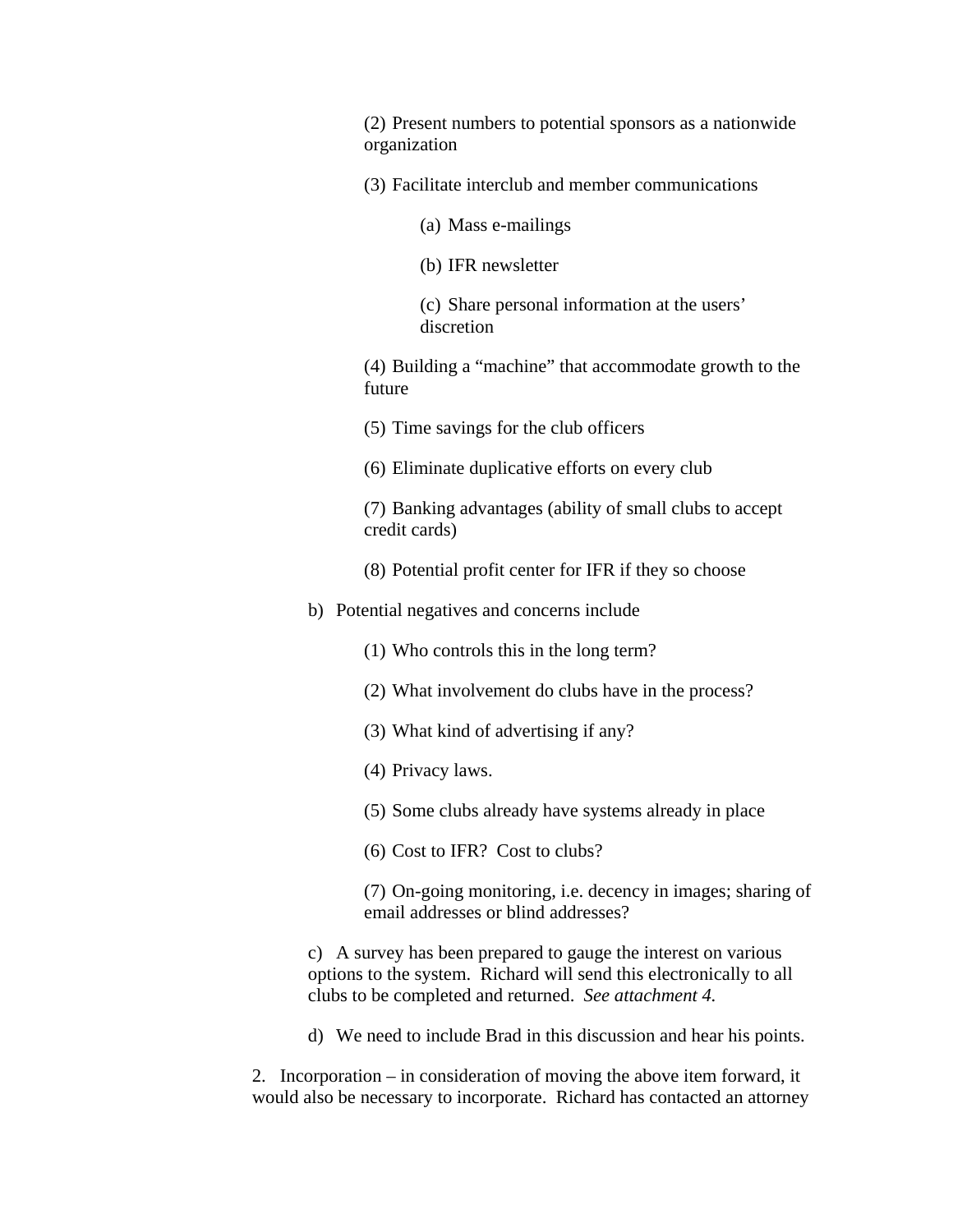(2) Present numbers to potential sponsors as a nationwide organization

(3) Facilitate interclub and member communications

(a) Mass e-mailings

(b) IFR newsletter

(c) Share personal information at the users' discretion

(4) Building a "machine" that accommodate growth to the future

(5) Time savings for the club officers

(6) Eliminate duplicative efforts on every club

(7) Banking advantages (ability of small clubs to accept credit cards)

(8) Potential profit center for IFR if they so choose

b) Potential negatives and concerns include

(1) Who controls this in the long term?

(2) What involvement do clubs have in the process?

(3) What kind of advertising if any?

(4) Privacy laws.

(5) Some clubs already have systems already in place

(6) Cost to IFR? Cost to clubs?

(7) On-going monitoring, i.e. decency in images; sharing of email addresses or blind addresses?

c) A survey has been prepared to gauge the interest on various options to the system. Richard will send this electronically to all clubs to be completed and returned. *See attachment 4.*

d) We need to include Brad in this discussion and hear his points.

2. Incorporation – in consideration of moving the above item forward, it would also be necessary to incorporate. Richard has contacted an attorney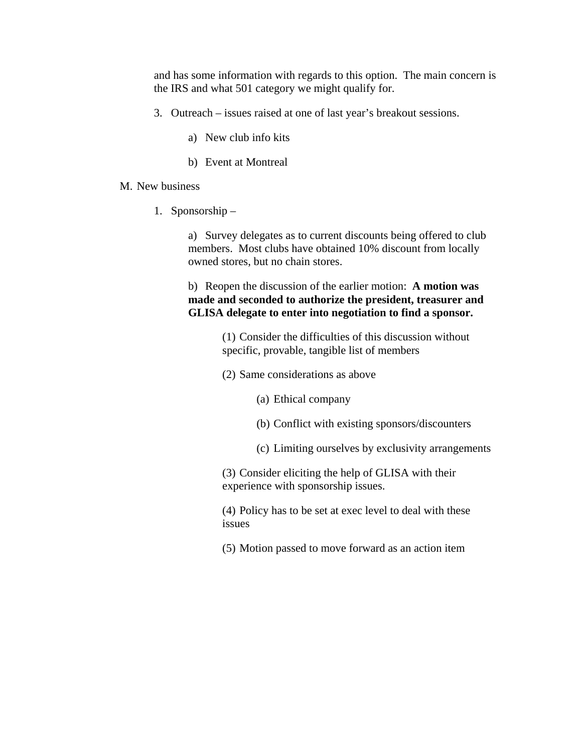and has some information with regards to this option. The main concern is the IRS and what 501 category we might qualify for.

3. Outreach – issues raised at one of last year's breakout sessions.

    a) New club info kits

    b) Event at Montreal

M. New business

1. Sponsorship –

    a) Survey delegates as to current discounts being offered to club members. Most clubs have obtained 10% discount from locally owned stores, but no chain stores.

    b) Reopen the discussion of the earlier motion: **A motion was made and seconded to authorize the president, treasurer and GLISA delegate to enter into negotiation to find a sponsor.**

        (1) Consider the difficulties of this discussion without specific, provable, tangible list of members

        (2) Same considerations as above

            (a) Ethical company

            (b) Conflict with existing sponsors/discounters

            (c) Limiting ourselves by exclusivity arrangements

        (3) Consider eliciting the help of GLISA with their experience with sponsorship issues.

        (4) Policy has to be set at exec level to deal with these issues

        (5) Motion passed to move forward as an action item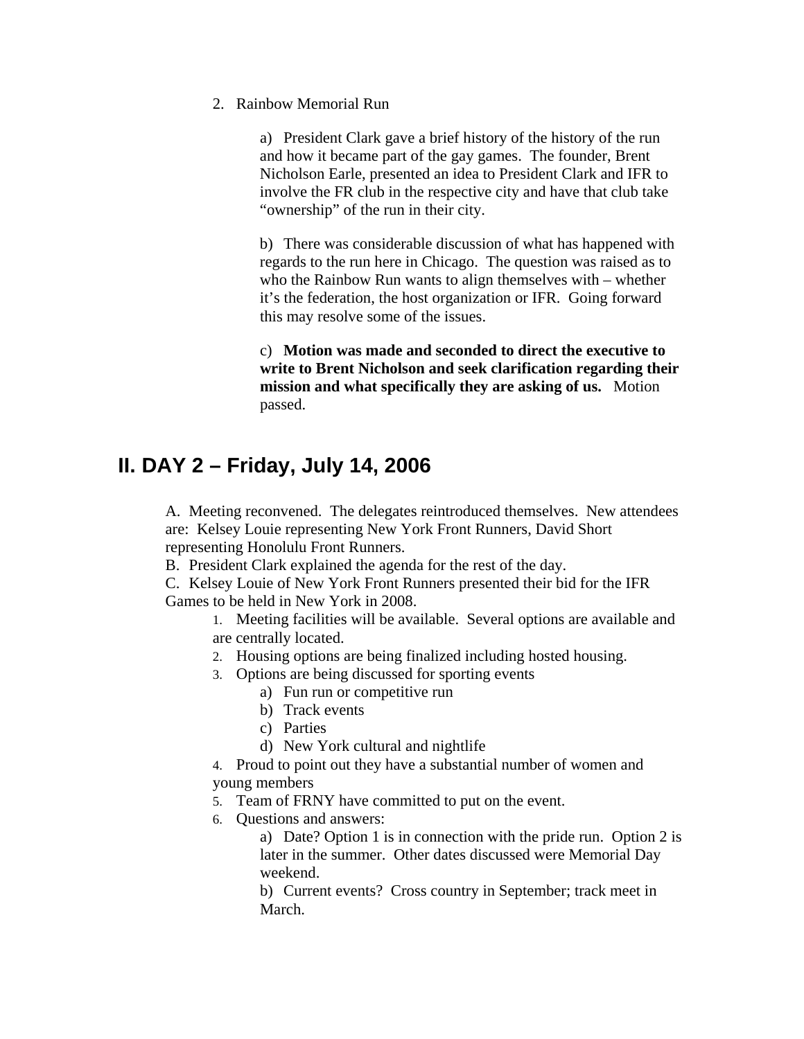2. Rainbow Memorial Run

    a) President Clark gave a brief history of the history of the run and how it became part of the gay games. The founder, Brent Nicholson Earle, presented an idea to President Clark and IFR to involve the FR club in the respective city and have that club take "ownership" of the run in their city.

    b) There was considerable discussion of what has happened with regards to the run here in Chicago. The question was raised as to who the Rainbow Run wants to align themselves with – whether it's the federation, the host organization or IFR. Going forward this may resolve some of the issues.

    c) **Motion was made and seconded to direct the executive to write to Brent Nicholson and seek clarification regarding their mission and what specifically they are asking of us.** Motion passed.

## II. DAY 2 – Friday, July 14, 2006

A. Meeting reconvened. The delegates reintroduced themselves. New attendees are: Kelsey Louie representing New York Front Runners, David Short representing Honolulu Front Runners.

B. President Clark explained the agenda for the rest of the day.

C. Kelsey Louie of New York Front Runners presented their bid for the IFR Games to be held in New York in 2008.

1. Meeting facilities will be available. Several options are available and are centrally located.
2. Housing options are being finalized including hosted housing.
3. Options are being discussed for sporting events
    a) Fun run or competitive run
    b) Track events
    c) Parties
    d) New York cultural and nightlife
4. Proud to point out they have a substantial number of women and young members
5. Team of FRNY have committed to put on the event.
6. Questions and answers:
    a) Date? Option 1 is in connection with the pride run. Option 2 is later in the summer. Other dates discussed were Memorial Day weekend.
    b) Current events? Cross country in September; track meet in March.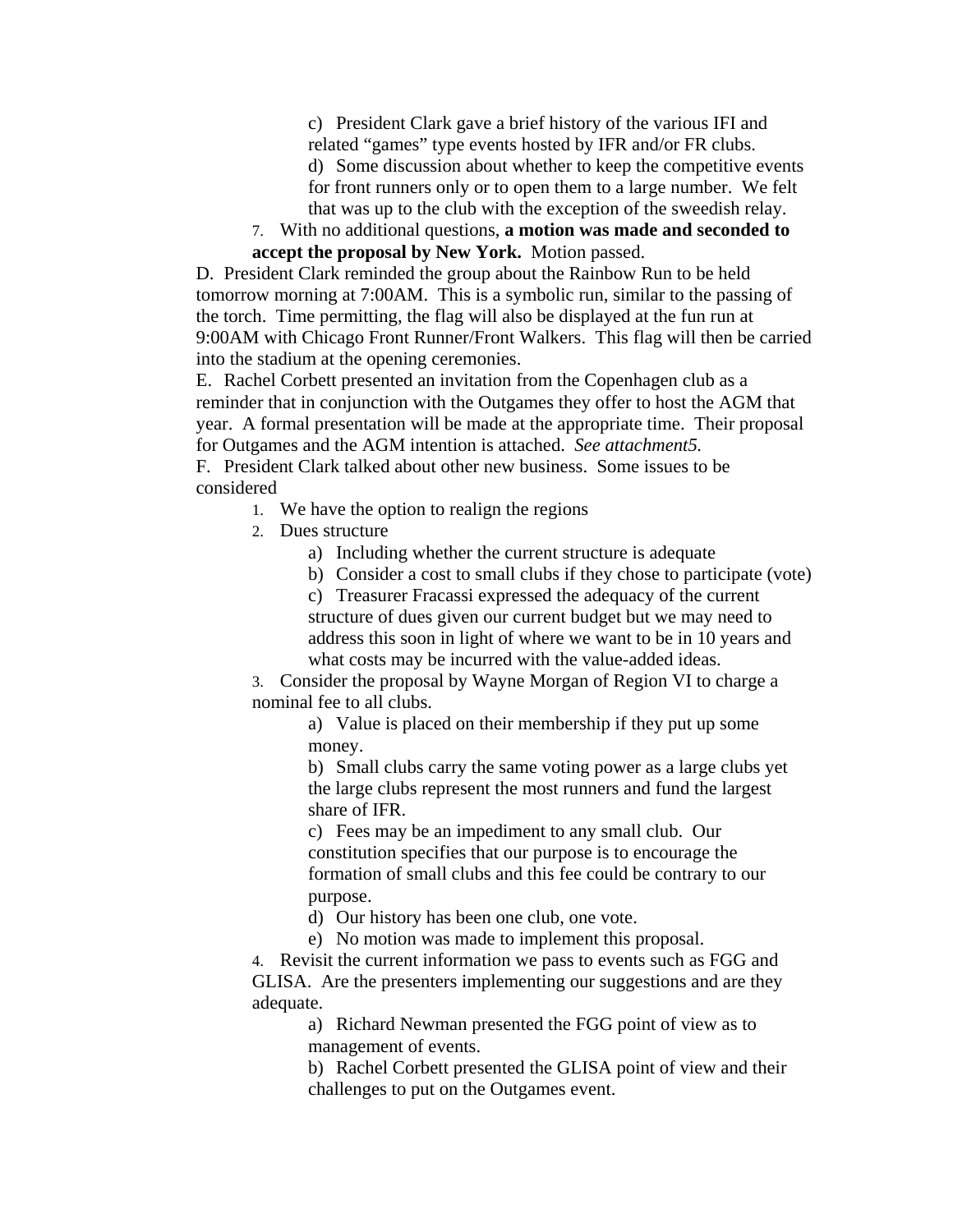c) President Clark gave a brief history of the various IFI and related "games" type events hosted by IFR and/or FR clubs.

d) Some discussion about whether to keep the competitive events for front runners only or to open them to a large number. We felt that was up to the club with the exception of the sweedish relay.

7. With no additional questions, **a motion was made and seconded to accept the proposal by New York.** Motion passed.

D. President Clark reminded the group about the Rainbow Run to be held tomorrow morning at 7:00AM. This is a symbolic run, similar to the passing of the torch. Time permitting, the flag will also be displayed at the fun run at 9:00AM with Chicago Front Runner/Front Walkers. This flag will then be carried into the stadium at the opening ceremonies.

E. Rachel Corbett presented an invitation from the Copenhagen club as a reminder that in conjunction with the Outgames they offer to host the AGM that year. A formal presentation will be made at the appropriate time. Their proposal for Outgames and the AGM intention is attached. *See attachment5.*

F. President Clark talked about other new business. Some issues to be considered

1. We have the option to realign the regions
2. Dues structure
   - a) Including whether the current structure is adequate
   - b) Consider a cost to small clubs if they chose to participate (vote)
   - c) Treasurer Fracassi expressed the adequacy of the current structure of dues given our current budget but we may need to address this soon in light of where we want to be in 10 years and what costs may be incurred with the value-added ideas.
3. Consider the proposal by Wayne Morgan of Region VI to charge a nominal fee to all clubs.
   - a) Value is placed on their membership if they put up some money.
   - b) Small clubs carry the same voting power as a large clubs yet the large clubs represent the most runners and fund the largest share of IFR.
   - c) Fees may be an impediment to any small club. Our constitution specifies that our purpose is to encourage the formation of small clubs and this fee could be contrary to our purpose.
   - d) Our history has been one club, one vote.
   - e) No motion was made to implement this proposal.
4. Revisit the current information we pass to events such as FGG and GLISA. Are the presenters implementing our suggestions and are they adequate.
   - a) Richard Newman presented the FGG point of view as to management of events.
   - b) Rachel Corbett presented the GLISA point of view and their challenges to put on the Outgames event.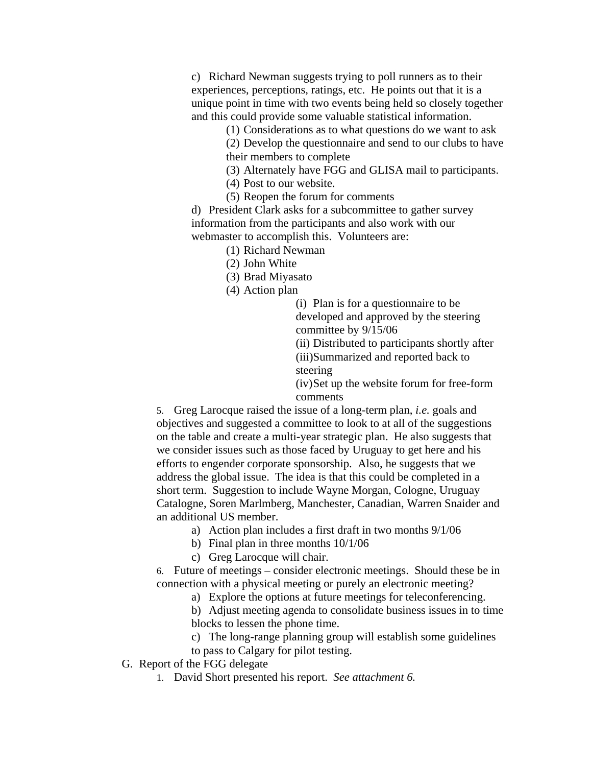c) Richard Newman suggests trying to poll runners as to their experiences, perceptions, ratings, etc. He points out that it is a unique point in time with two events being held so closely together and this could provide some valuable statistical information.

(1) Considerations as to what questions do we want to ask
(2) Develop the questionnaire and send to our clubs to have their members to complete
(3) Alternately have FGG and GLISA mail to participants.
(4) Post to our website.
(5) Reopen the forum for comments

d) President Clark asks for a subcommittee to gather survey information from the participants and also work with our webmaster to accomplish this. Volunteers are:

(1) Richard Newman
(2) John White
(3) Brad Miyasato
(4) Action plan

(i) Plan is for a questionnaire to be developed and approved by the steering committee by 9/15/06
(ii) Distributed to participants shortly after
(iii)Summarized and reported back to steering
(iv)Set up the website forum for free-form comments

5. Greg Larocque raised the issue of a long-term plan, *i.e.* goals and objectives and suggested a committee to look to at all of the suggestions on the table and create a multi-year strategic plan. He also suggests that we consider issues such as those faced by Uruguay to get here and his efforts to engender corporate sponsorship. Also, he suggests that we address the global issue. The idea is that this could be completed in a short term. Suggestion to include Wayne Morgan, Cologne, Uruguay Catalogne, Soren Marlmberg, Manchester, Canadian, Warren Snaider and an additional US member.

a) Action plan includes a first draft in two months 9/1/06
b) Final plan in three months 10/1/06
c) Greg Larocque will chair.

6. Future of meetings – consider electronic meetings. Should these be in connection with a physical meeting or purely an electronic meeting?

a) Explore the options at future meetings for teleconferencing.
b) Adjust meeting agenda to consolidate business issues in to time blocks to lessen the phone time.
c) The long-range planning group will establish some guidelines to pass to Calgary for pilot testing.

G. Report of the FGG delegate

1. David Short presented his report. *See attachment 6.*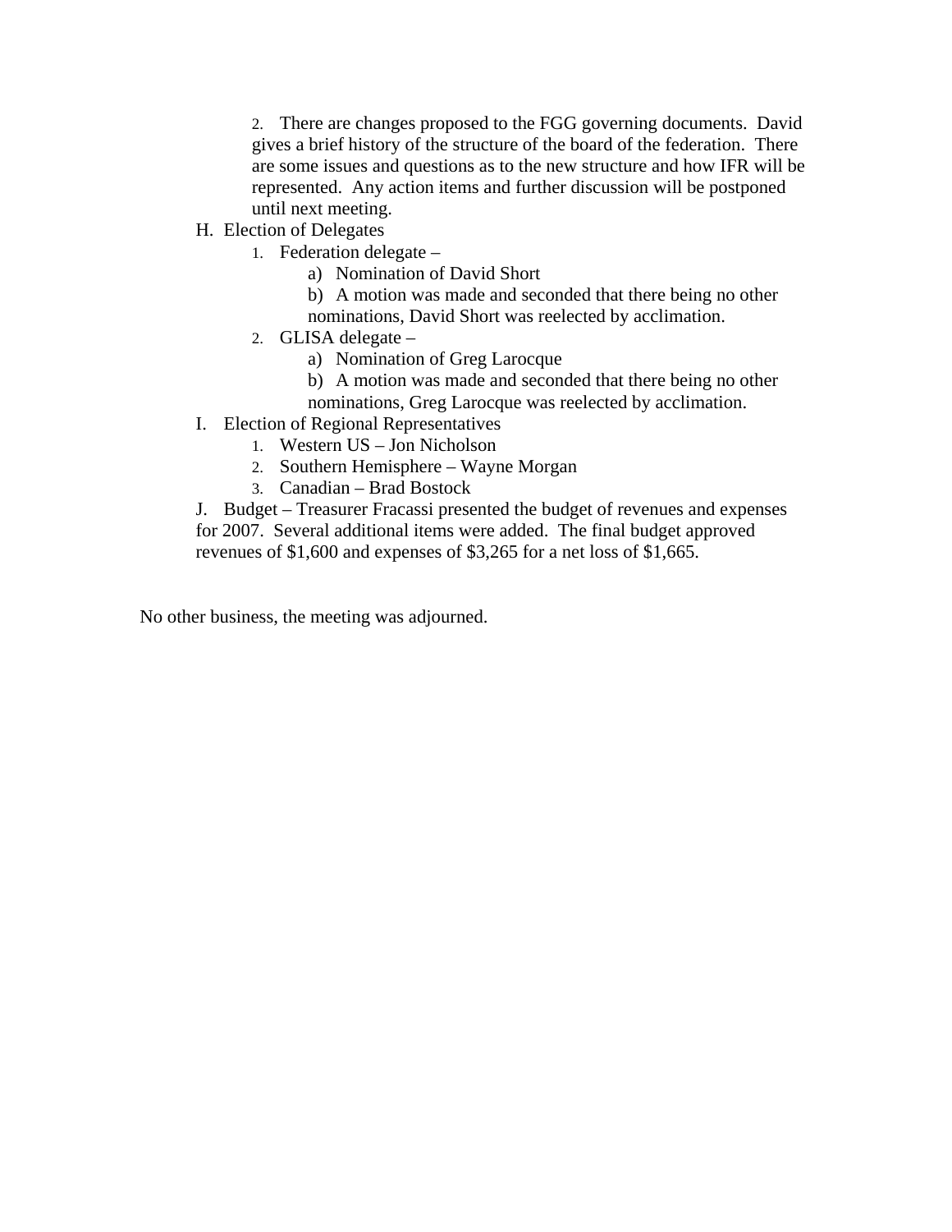2. There are changes proposed to the FGG governing documents. David gives a brief history of the structure of the board of the federation. There are some issues and questions as to the new structure and how IFR will be represented. Any action items and further discussion will be postponed until next meeting.

H. Election of Delegates

1. Federation delegate –
   a) Nomination of David Short
   b) A motion was made and seconded that there being no other nominations, David Short was reelected by acclimation.
2. GLISA delegate –
   a) Nomination of Greg Larocque
   b) A motion was made and seconded that there being no other nominations, Greg Larocque was reelected by acclimation.

I. Election of Regional Representatives

1. Western US – Jon Nicholson
2. Southern Hemisphere – Wayne Morgan
3. Canadian – Brad Bostock

J. Budget – Treasurer Fracassi presented the budget of revenues and expenses for 2007. Several additional items were added. The final budget approved revenues of $1,600 and expenses of $3,265 for a net loss of $1,665.

No other business, the meeting was adjourned.